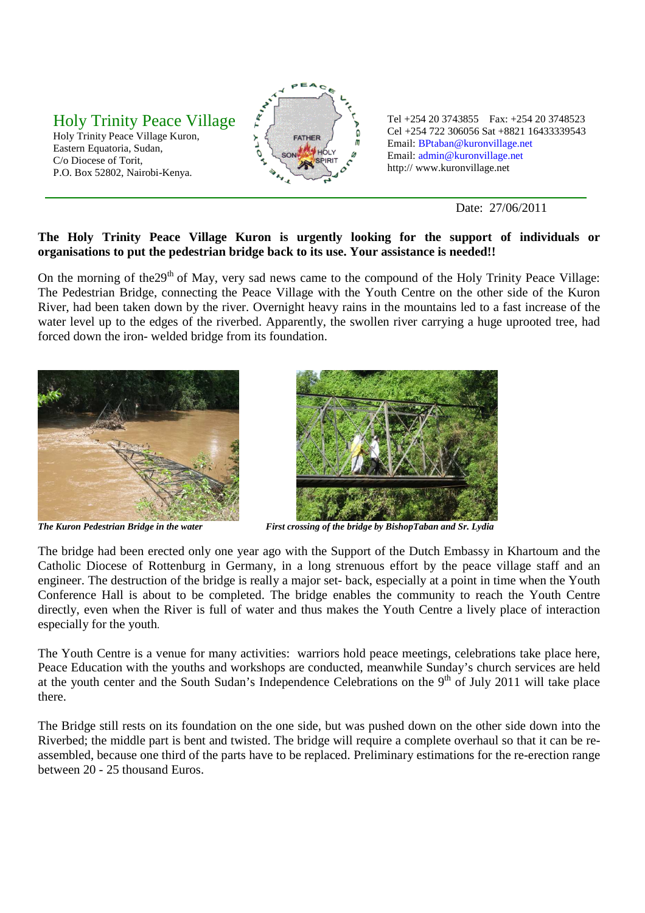# Holy Trinity Peace Village

Holy Trinity Peace Village Kuron,
Eastern Equatoria, Sudan,
C/o Diocese of Torit,
P.O. Box 52802, Nairobi-Kenya.

Tel +254 20 3743855 Fax: +254 20 3748523
Cel +254 722 306056 Sat +8821 16433339543
Email: BPtaban@kuronvillage.net
Email: admin@kuronvillage.net
http:// www.kuronvillage.net

Date: 27/06/2011

**The Holy Trinity Peace Village Kuron is urgently looking for the support of individuals or organisations to put the pedestrian bridge back to its use. Your assistance is needed!!**

On the morning of the29th of May, very sad news came to the compound of the Holy Trinity Peace Village: The Pedestrian Bridge, connecting the Peace Village with the Youth Centre on the other side of the Kuron River, had been taken down by the river. Overnight heavy rains in the mountains led to a fast increase of the water level up to the edges of the riverbed. Apparently, the swollen river carrying a huge uprooted tree, had forced down the iron- welded bridge from its foundation.

***The Kuron Pedestrian Bridge in the water***

***First crossing of the bridge by BishopTaban and Sr. Lydia***

The bridge had been erected only one year ago with the Support of the Dutch Embassy in Khartoum and the Catholic Diocese of Rottenburg in Germany, in a long strenuous effort by the peace village staff and an engineer. The destruction of the bridge is really a major set- back, especially at a point in time when the Youth Conference Hall is about to be completed. The bridge enables the community to reach the Youth Centre directly, even when the River is full of water and thus makes the Youth Centre a lively place of interaction especially for the youth.

The Youth Centre is a venue for many activities: warriors hold peace meetings, celebrations take place here, Peace Education with the youths and workshops are conducted, meanwhile Sunday's church services are held at the youth center and the South Sudan's Independence Celebrations on the 9th of July 2011 will take place there.

The Bridge still rests on its foundation on the one side, but was pushed down on the other side down into the Riverbed; the middle part is bent and twisted. The bridge will require a complete overhaul so that it can be re-assembled, because one third of the parts have to be replaced. Preliminary estimations for the re-erection range between 20 - 25 thousand Euros.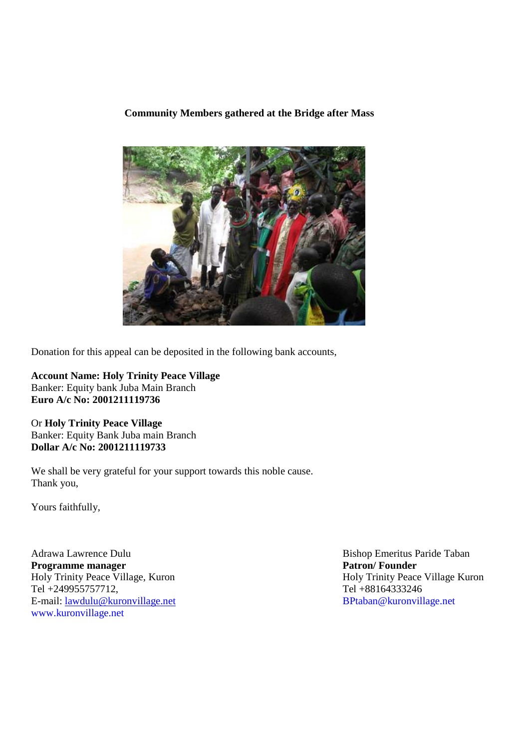**Community Members gathered at the Bridge after Mass**

Donation for this appeal can be deposited in the following bank accounts,

**Account Name: Holy Trinity Peace Village**
Banker: Equity bank Juba Main Branch
**Euro A/c No: 2001211119736**

Or **Holy Trinity Peace Village**
Banker: Equity Bank Juba main Branch
**Dollar A/c No: 2001211119733**

We shall be very grateful for your support towards this noble cause.
Thank you,

Yours faithfully,

Adrawa Lawrence Dulu
**Programme manager**
Holy Trinity Peace Village, Kuron
Tel +249955757712,
E-mail: lawdulu@kuronvillage.net
www.kuronvillage.net

Bishop Emeritus Paride Taban
**Patron/ Founder**
Holy Trinity Peace Village Kuron
Tel +88164333246
BPtaban@kuronvillage.net